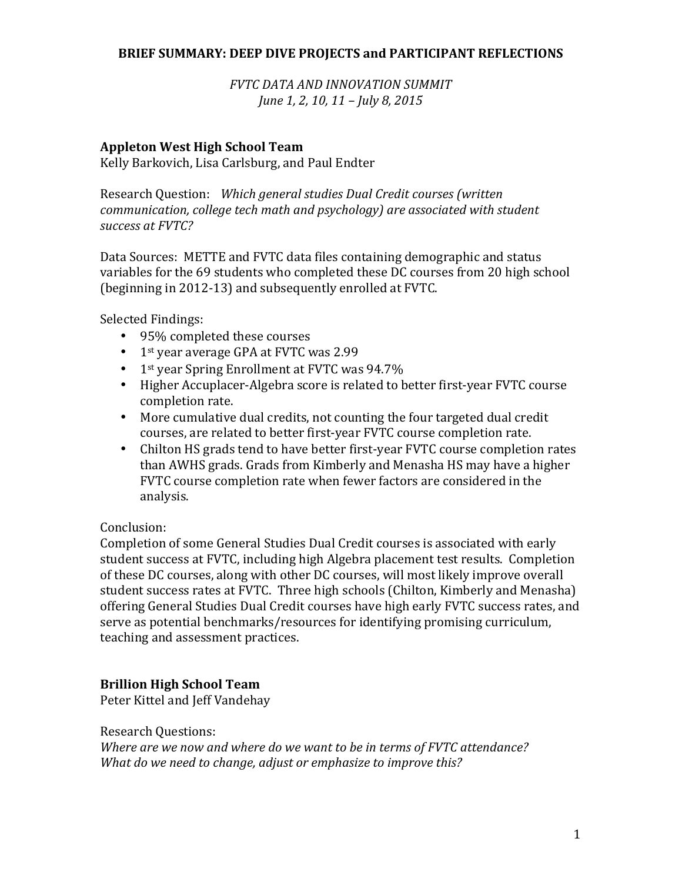# BRIEF SUMMARY: DEEP DIVE PROJECTS and PARTICIPANT REFLECTIONS

*FVTC DATA AND INNOVATION SUMMIT*
*June 1, 2, 10, 11 – July 8, 2015*

## Appleton West High School Team

Kelly Barkovich, Lisa Carlsburg, and Paul Endter

Research Question: *Which general studies Dual Credit courses (written communication, college tech math and psychology) are associated with student success at FVTC?*

Data Sources: METTE and FVTC data files containing demographic and status variables for the 69 students who completed these DC courses from 20 high school (beginning in 2012-13) and subsequently enrolled at FVTC.

Selected Findings:

- 95% completed these courses
- 1st year average GPA at FVTC was 2.99
- 1st year Spring Enrollment at FVTC was 94.7%
- Higher Accuplacer-Algebra score is related to better first-year FVTC course completion rate.
- More cumulative dual credits, not counting the four targeted dual credit courses, are related to better first-year FVTC course completion rate.
- Chilton HS grads tend to have better first-year FVTC course completion rates than AWHS grads. Grads from Kimberly and Menasha HS may have a higher FVTC course completion rate when fewer factors are considered in the analysis.

Conclusion:
Completion of some General Studies Dual Credit courses is associated with early student success at FVTC, including high Algebra placement test results. Completion of these DC courses, along with other DC courses, will most likely improve overall student success rates at FVTC. Three high schools (Chilton, Kimberly and Menasha) offering General Studies Dual Credit courses have high early FVTC success rates, and serve as potential benchmarks/resources for identifying promising curriculum, teaching and assessment practices.

## Brillion High School Team

Peter Kittel and Jeff Vandehay

Research Questions:
*Where are we now and where do we want to be in terms of FVTC attendance?*
*What do we need to change, adjust or emphasize to improve this?*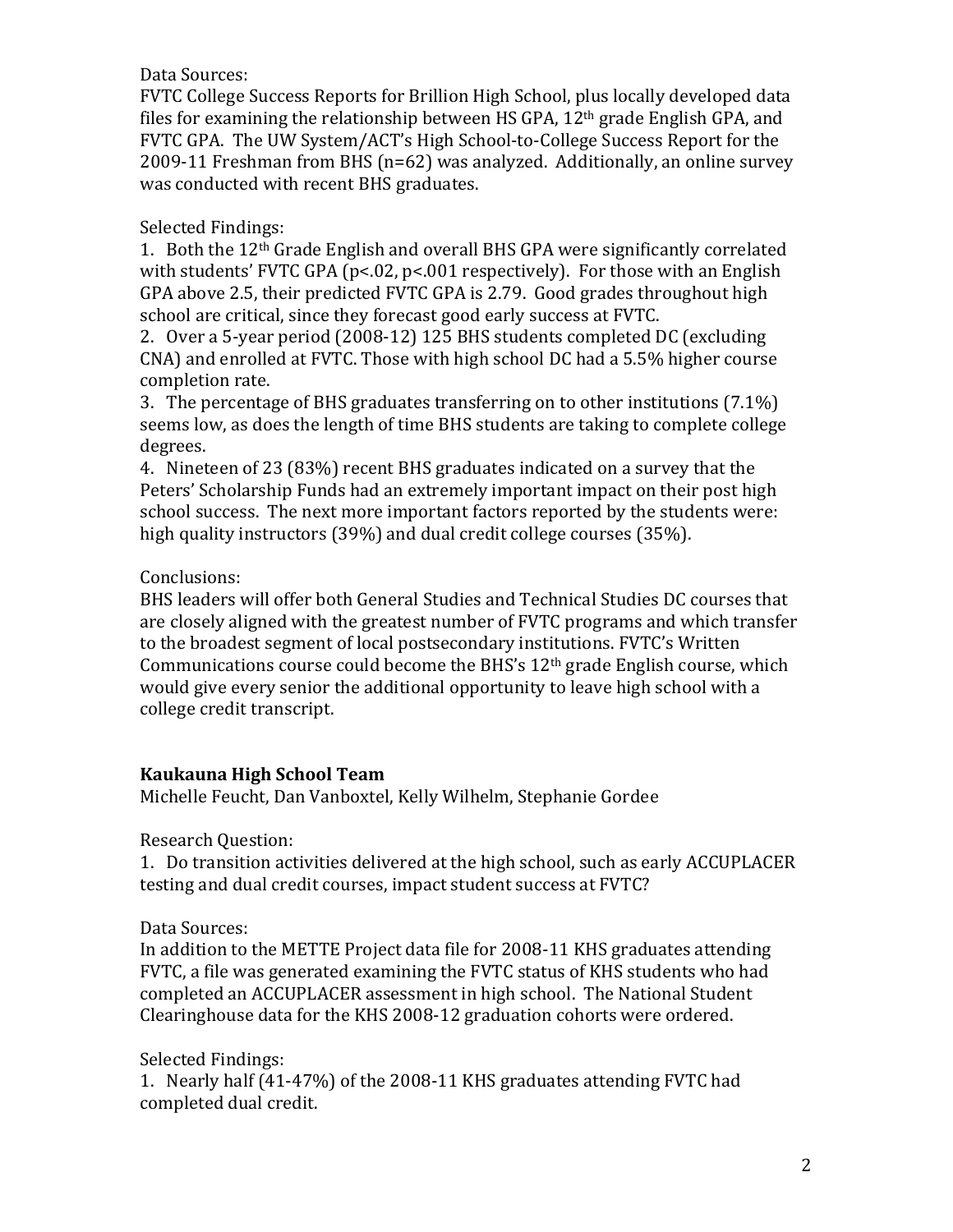Data Sources:
FVTC College Success Reports for Brillion High School, plus locally developed data files for examining the relationship between HS GPA, 12th grade English GPA, and FVTC GPA. The UW System/ACT's High School-to-College Success Report for the 2009-11 Freshman from BHS (n=62) was analyzed. Additionally, an online survey was conducted with recent BHS graduates.

Selected Findings:
1. Both the 12th Grade English and overall BHS GPA were significantly correlated with students' FVTC GPA ($p<.02$, $p<.001$ respectively). For those with an English GPA above 2.5, their predicted FVTC GPA is 2.79. Good grades throughout high school are critical, since they forecast good early success at FVTC.
2. Over a 5-year period (2008-12) 125 BHS students completed DC (excluding CNA) and enrolled at FVTC. Those with high school DC had a 5.5% higher course completion rate.
3. The percentage of BHS graduates transferring on to other institutions (7.1%) seems low, as does the length of time BHS students are taking to complete college degrees.
4. Nineteen of 23 (83%) recent BHS graduates indicated on a survey that the Peters' Scholarship Funds had an extremely important impact on their post high school success. The next more important factors reported by the students were: high quality instructors (39%) and dual credit college courses (35%).

Conclusions:
BHS leaders will offer both General Studies and Technical Studies DC courses that are closely aligned with the greatest number of FVTC programs and which transfer to the broadest segment of local postsecondary institutions. FVTC's Written Communications course could become the BHS's 12th grade English course, which would give every senior the additional opportunity to leave high school with a college credit transcript.

**Kaukauna High School Team**
Michelle Feucht, Dan Vanboxtel, Kelly Wilhelm, Stephanie Gordee

Research Question:
1. Do transition activities delivered at the high school, such as early ACCUPLACER testing and dual credit courses, impact student success at FVTC?

Data Sources:
In addition to the METTE Project data file for 2008-11 KHS graduates attending FVTC, a file was generated examining the FVTC status of KHS students who had completed an ACCUPLACER assessment in high school. The National Student Clearinghouse data for the KHS 2008-12 graduation cohorts were ordered.

Selected Findings:
1. Nearly half (41-47%) of the 2008-11 KHS graduates attending FVTC had completed dual credit.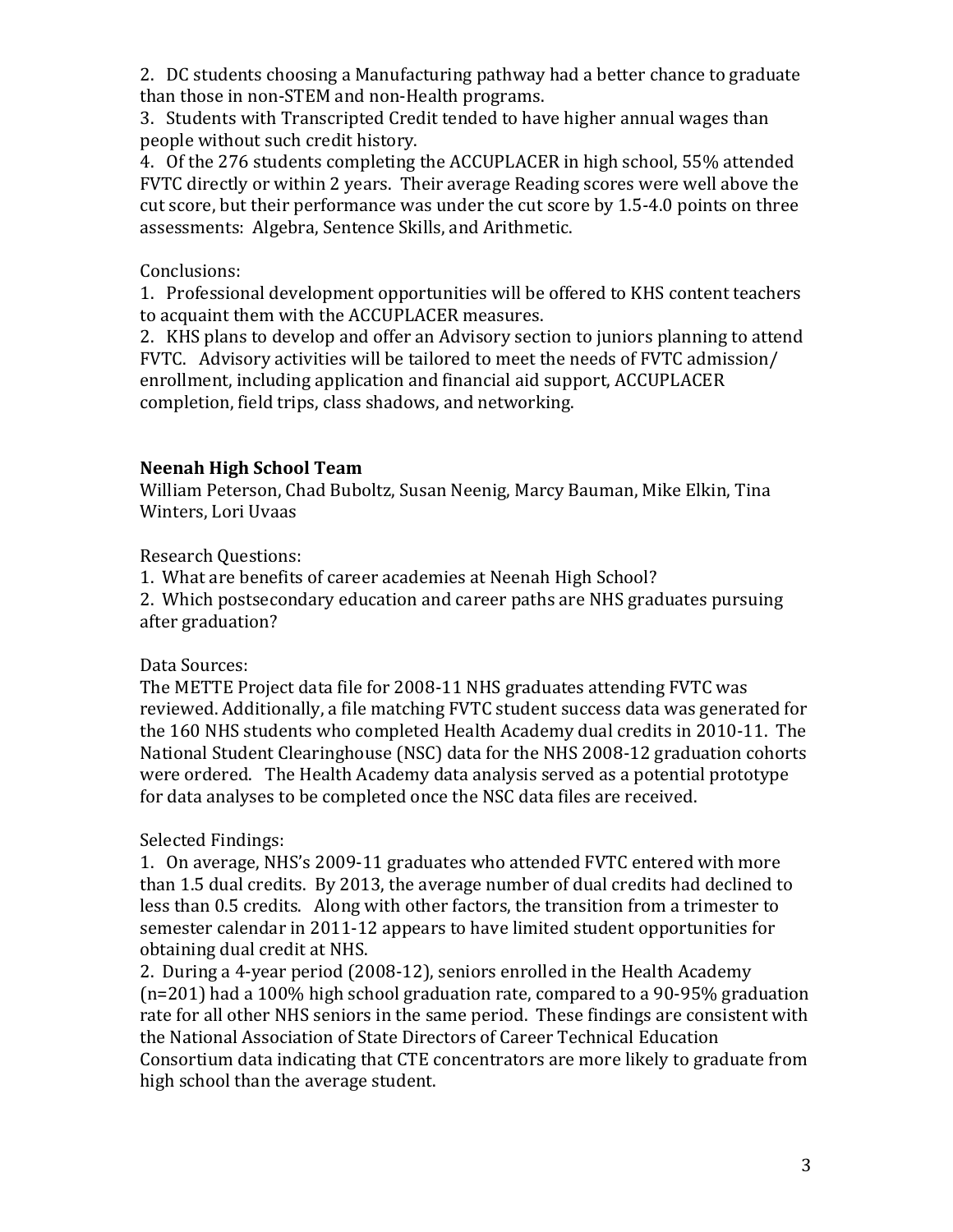2. DC students choosing a Manufacturing pathway had a better chance to graduate than those in non-STEM and non-Health programs.
3. Students with Transcripted Credit tended to have higher annual wages than people without such credit history.
4. Of the 276 students completing the ACCUPLACER in high school, 55% attended FVTC directly or within 2 years. Their average Reading scores were well above the cut score, but their performance was under the cut score by 1.5-4.0 points on three assessments: Algebra, Sentence Skills, and Arithmetic.

Conclusions:

1. Professional development opportunities will be offered to KHS content teachers to acquaint them with the ACCUPLACER measures.
2. KHS plans to develop and offer an Advisory section to juniors planning to attend FVTC. Advisory activities will be tailored to meet the needs of FVTC admission/enrollment, including application and financial aid support, ACCUPLACER completion, field trips, class shadows, and networking.

**Neenah High School Team**

William Peterson, Chad Buboltz, Susan Neenig, Marcy Bauman, Mike Elkin, Tina Winters, Lori Uvaas

Research Questions:

1. What are benefits of career academies at Neenah High School?
2. Which postsecondary education and career paths are NHS graduates pursuing after graduation?

Data Sources:

The METTE Project data file for 2008-11 NHS graduates attending FVTC was reviewed. Additionally, a file matching FVTC student success data was generated for the 160 NHS students who completed Health Academy dual credits in 2010-11. The National Student Clearinghouse (NSC) data for the NHS 2008-12 graduation cohorts were ordered. The Health Academy data analysis served as a potential prototype for data analyses to be completed once the NSC data files are received.

Selected Findings:

1. On average, NHS's 2009-11 graduates who attended FVTC entered with more than 1.5 dual credits. By 2013, the average number of dual credits had declined to less than 0.5 credits. Along with other factors, the transition from a trimester to semester calendar in 2011-12 appears to have limited student opportunities for obtaining dual credit at NHS.
2. During a 4-year period (2008-12), seniors enrolled in the Health Academy (n=201) had a 100% high school graduation rate, compared to a 90-95% graduation rate for all other NHS seniors in the same period. These findings are consistent with the National Association of State Directors of Career Technical Education Consortium data indicating that CTE concentrators are more likely to graduate from high school than the average student.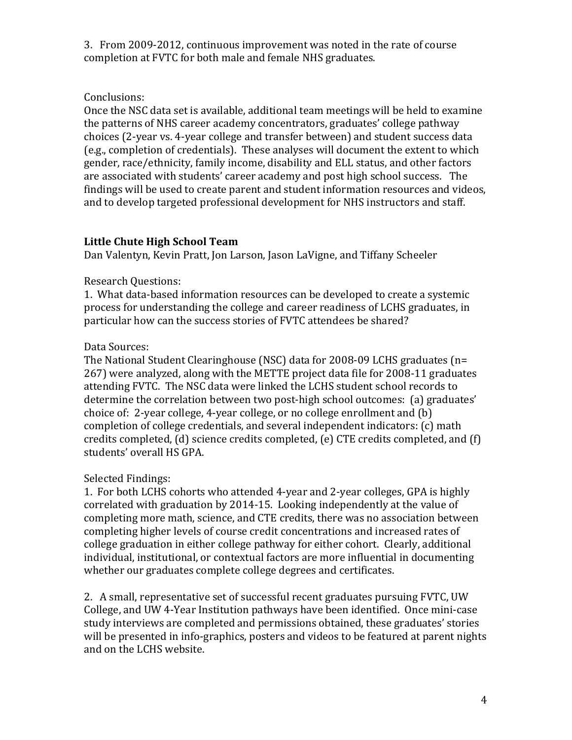3. From 2009-2012, continuous improvement was noted in the rate of course completion at FVTC for both male and female NHS graduates.

Conclusions:
Once the NSC data set is available, additional team meetings will be held to examine the patterns of NHS career academy concentrators, graduates' college pathway choices (2-year vs. 4-year college and transfer between) and student success data (e.g., completion of credentials). These analyses will document the extent to which gender, race/ethnicity, family income, disability and ELL status, and other factors are associated with students' career academy and post high school success. The findings will be used to create parent and student information resources and videos, and to develop targeted professional development for NHS instructors and staff.

**Little Chute High School Team**
Dan Valentyn, Kevin Pratt, Jon Larson, Jason LaVigne, and Tiffany Scheeler

Research Questions:
1. What data-based information resources can be developed to create a systemic process for understanding the college and career readiness of LCHS graduates, in particular how can the success stories of FVTC attendees be shared?

Data Sources:
The National Student Clearinghouse (NSC) data for 2008-09 LCHS graduates (n= 267) were analyzed, along with the METTE project data file for 2008-11 graduates attending FVTC. The NSC data were linked the LCHS student school records to determine the correlation between two post-high school outcomes: (a) graduates' choice of: 2-year college, 4-year college, or no college enrollment and (b) completion of college credentials, and several independent indicators: (c) math credits completed, (d) science credits completed, (e) CTE credits completed, and (f) students' overall HS GPA.

Selected Findings:
1. For both LCHS cohorts who attended 4-year and 2-year colleges, GPA is highly correlated with graduation by 2014-15. Looking independently at the value of completing more math, science, and CTE credits, there was no association between completing higher levels of course credit concentrations and increased rates of college graduation in either college pathway for either cohort. Clearly, additional individual, institutional, or contextual factors are more influential in documenting whether our graduates complete college degrees and certificates.

2. A small, representative set of successful recent graduates pursuing FVTC, UW College, and UW 4-Year Institution pathways have been identified. Once mini-case study interviews are completed and permissions obtained, these graduates' stories will be presented in info-graphics, posters and videos to be featured at parent nights and on the LCHS website.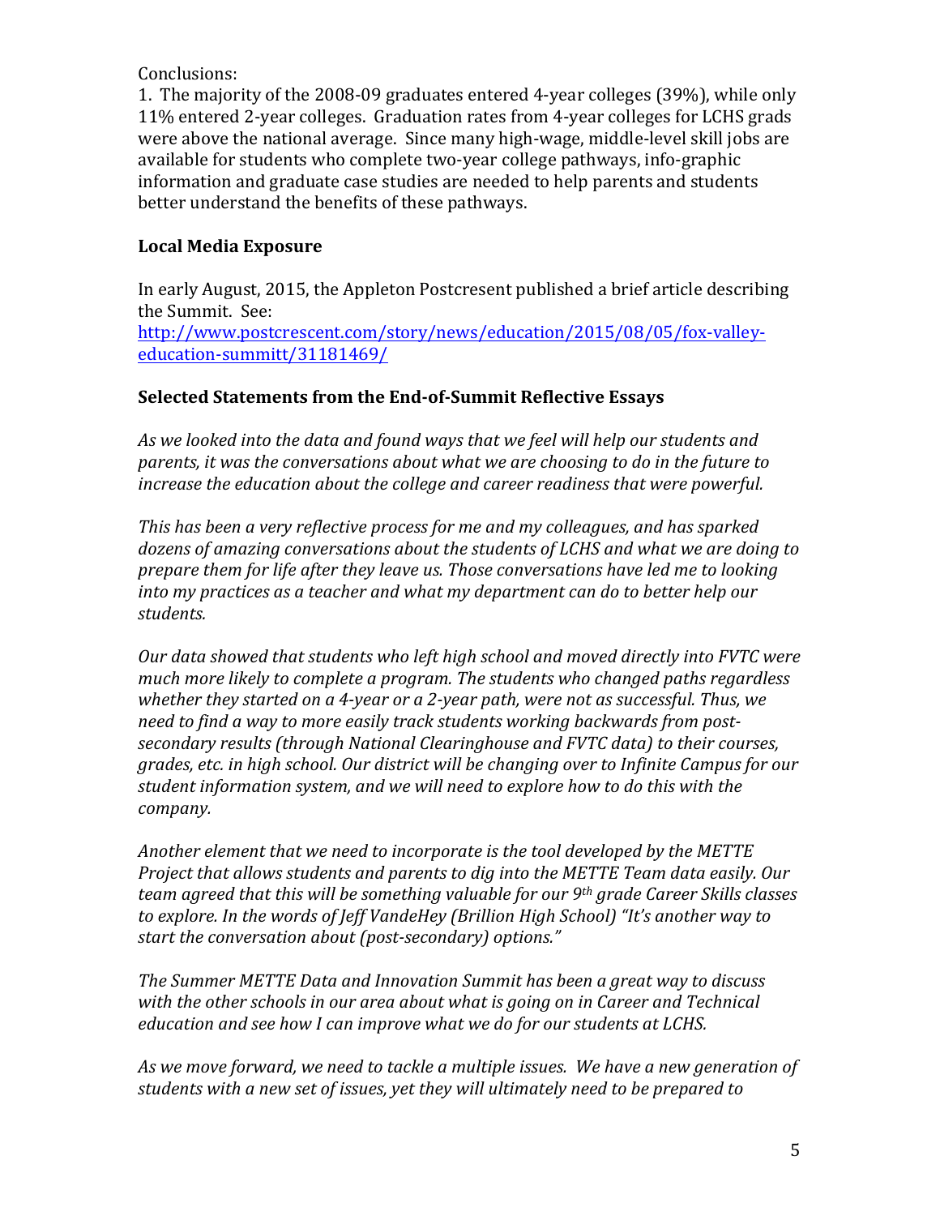Conclusions:

1. The majority of the 2008-09 graduates entered 4-year colleges (39%), while only 11% entered 2-year colleges. Graduation rates from 4-year colleges for LCHS grads were above the national average. Since many high-wage, middle-level skill jobs are available for students who complete two-year college pathways, info-graphic information and graduate case studies are needed to help parents and students better understand the benefits of these pathways.

**Local Media Exposure**

In early August, 2015, the Appleton Postcresent published a brief article describing the Summit. See: [http://www.postcrescent.com/story/news/education/2015/08/05/fox-valley-education-summitt/31181469/](http://www.postcrescent.com/story/news/education/2015/08/05/fox-valley-education-summitt/31181469/)

**Selected Statements from the End-of-Summit Reflective Essays**

*As we looked into the data and found ways that we feel will help our students and parents, it was the conversations about what we are choosing to do in the future to increase the education about the college and career readiness that were powerful.*

*This has been a very reflective process for me and my colleagues, and has sparked dozens of amazing conversations about the students of LCHS and what we are doing to prepare them for life after they leave us. Those conversations have led me to looking into my practices as a teacher and what my department can do to better help our students.*

*Our data showed that students who left high school and moved directly into FVTC were much more likely to complete a program. The students who changed paths regardless whether they started on a 4-year or a 2-year path, were not as successful. Thus, we need to find a way to more easily track students working backwards from post-secondary results (through National Clearinghouse and FVTC data) to their courses, grades, etc. in high school. Our district will be changing over to Infinite Campus for our student information system, and we will need to explore how to do this with the company.*

*Another element that we need to incorporate is the tool developed by the METTE Project that allows students and parents to dig into the METTE Team data easily. Our team agreed that this will be something valuable for our 9th grade Career Skills classes to explore. In the words of Jeff VandeHey (Brillion High School) "It's another way to start the conversation about (post-secondary) options."*

*The Summer METTE Data and Innovation Summit has been a great way to discuss with the other schools in our area about what is going on in Career and Technical education and see how I can improve what we do for our students at LCHS.*

*As we move forward, we need to tackle a multiple issues. We have a new generation of students with a new set of issues, yet they will ultimately need to be prepared to*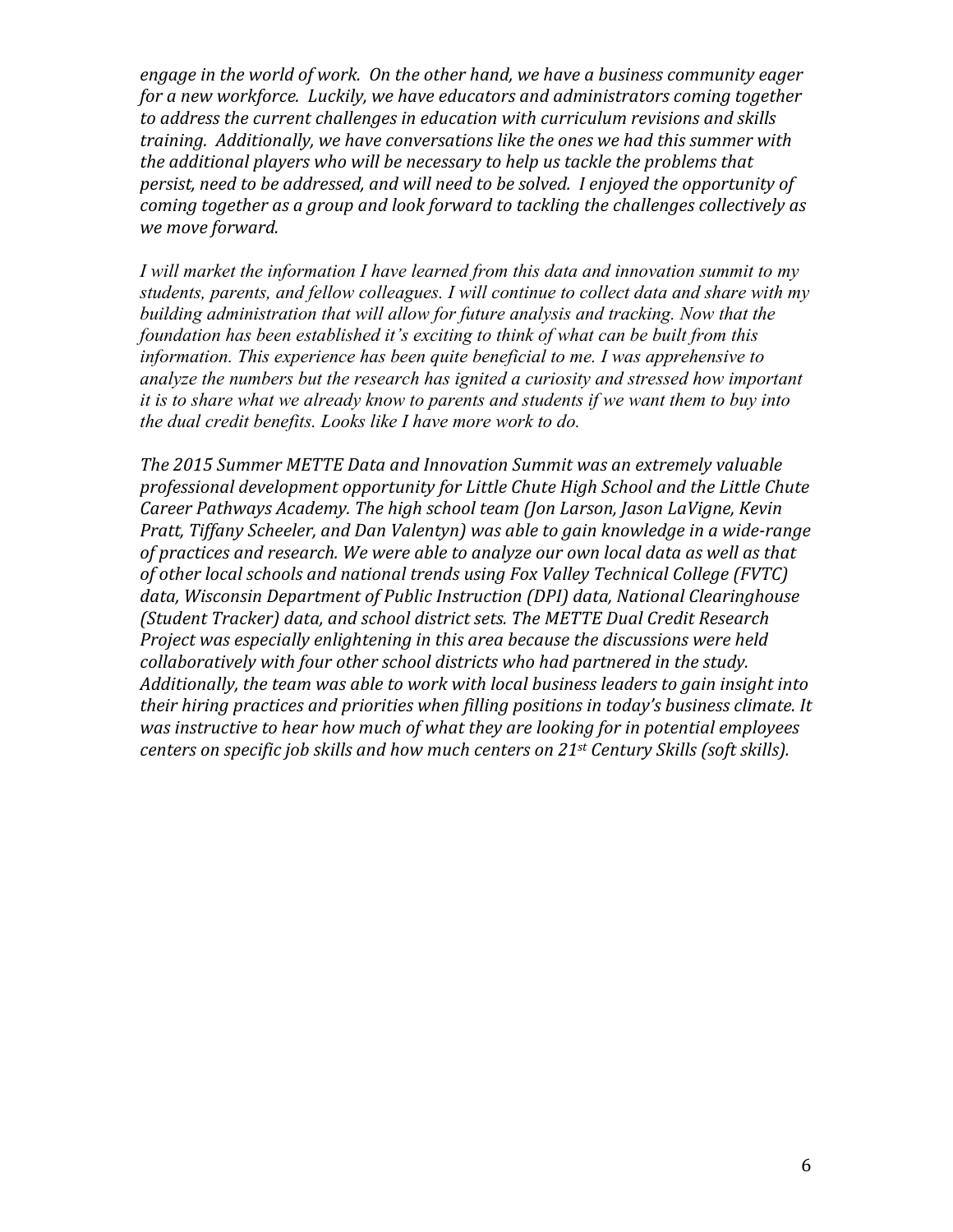*engage in the world of work. On the other hand, we have a business community eager for a new workforce. Luckily, we have educators and administrators coming together to address the current challenges in education with curriculum revisions and skills training. Additionally, we have conversations like the ones we had this summer with the additional players who will be necessary to help us tackle the problems that persist, need to be addressed, and will need to be solved. I enjoyed the opportunity of coming together as a group and look forward to tackling the challenges collectively as we move forward.*

*I will market the information I have learned from this data and innovation summit to my students, parents, and fellow colleagues. I will continue to collect data and share with my building administration that will allow for future analysis and tracking. Now that the foundation has been established it's exciting to think of what can be built from this information. This experience has been quite beneficial to me. I was apprehensive to analyze the numbers but the research has ignited a curiosity and stressed how important it is to share what we already know to parents and students if we want them to buy into the dual credit benefits. Looks like I have more work to do.*

*The 2015 Summer METTE Data and Innovation Summit was an extremely valuable professional development opportunity for Little Chute High School and the Little Chute Career Pathways Academy. The high school team (Jon Larson, Jason LaVigne, Kevin Pratt, Tiffany Scheeler, and Dan Valentyn) was able to gain knowledge in a wide-range of practices and research. We were able to analyze our own local data as well as that of other local schools and national trends using Fox Valley Technical College (FVTC) data, Wisconsin Department of Public Instruction (DPI) data, National Clearinghouse (Student Tracker) data, and school district sets. The METTE Dual Credit Research Project was especially enlightening in this area because the discussions were held collaboratively with four other school districts who had partnered in the study. Additionally, the team was able to work with local business leaders to gain insight into their hiring practices and priorities when filling positions in today's business climate. It was instructive to hear how much of what they are looking for in potential employees centers on specific job skills and how much centers on 21st Century Skills (soft skills).*